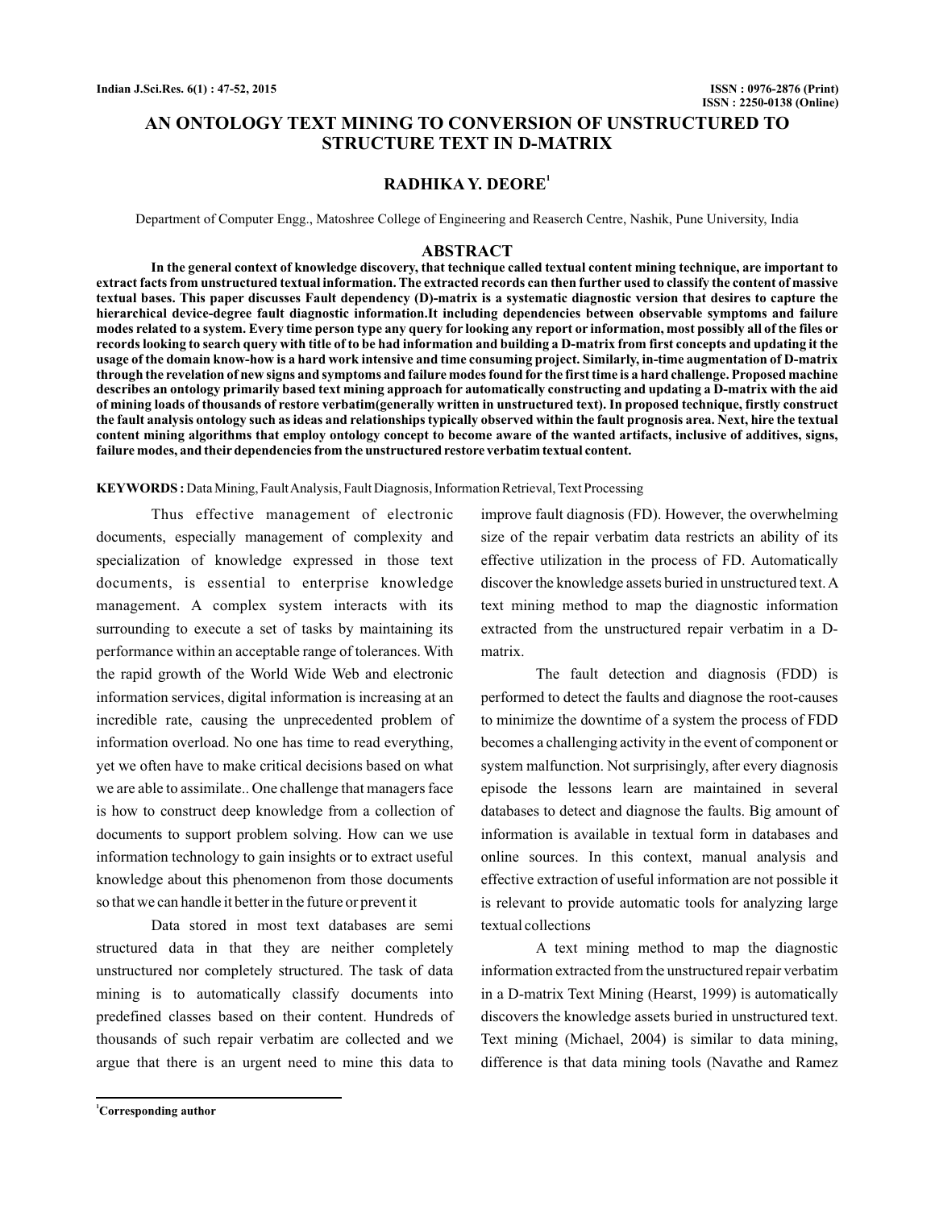# AN ONTOLOGY TEXT MINING TO CONVERSION OF UNSTRUCTURED TO STRUCTURE TEXT IN D-MATRIX

## RADHIKA Y. DEORE[1]

Department of Computer Engg., Matoshree College of Engineering and Reaserch Centre, Nashik, Pune University, India

## ABSTRACT

**In the general context of knowledge discovery, that technique called textual content mining technique, are important to extract facts from unstructured textual information. The extracted records can then further used to classify the content of massive textual bases. This paper discusses Fault dependency (D)-matrix is a systematic diagnostic version that desires to capture the hierarchical device-degree fault diagnostic information.It including dependencies between observable symptoms and failure modes related to a system. Every time person type any query for looking any report or information, most possibly all of the files or records looking to search query with title of to be had information and building a D-matrix from first concepts and updating it the usage of the domain know-how is a hard work intensive and time consuming project. Similarly, in-time augmentation of D-matrix through the revelation of new signs and symptoms and failure modes found for the first time is a hard challenge. Proposed machine describes an ontology primarily based text mining approach for automatically constructing and updating a D-matrix with the aid of mining loads of thousands of restore verbatim(generally written in unstructured text). In proposed technique, firstly construct the fault analysis ontology such as ideas and relationships typically observed within the fault prognosis area. Next, hire the textual content mining algorithms that employ ontology concept to become aware of the wanted artifacts, inclusive of additives, signs, failure modes, and their dependencies from the unstructured restore verbatim textual content.**

**KEYWORDS :** Data Mining, Fault Analysis, Fault Diagnosis, Information Retrieval, Text Processing

Thus effective management of electronic documents, especially management of complexity and specialization of knowledge expressed in those text documents, is essential to enterprise knowledge management. A complex system interacts with its surrounding to execute a set of tasks by maintaining its performance within an acceptable range of tolerances. With the rapid growth of the World Wide Web and electronic information services, digital information is increasing at an incredible rate, causing the unprecedented problem of information overload. No one has time to read everything, yet we often have to make critical decisions based on what we are able to assimilate.. One challenge that managers face is how to construct deep knowledge from a collection of documents to support problem solving. How can we use information technology to gain insights or to extract useful knowledge about this phenomenon from those documents so that we can handle it better in the future or prevent it

Data stored in most text databases are semi structured data in that they are neither completely unstructured nor completely structured. The task of data mining is to automatically classify documents into predefined classes based on their content. Hundreds of thousands of such repair verbatim are collected and we argue that there is an urgent need to mine this data to improve fault diagnosis (FD). However, the overwhelming size of the repair verbatim data restricts an ability of its effective utilization in the process of FD. Automatically discover the knowledge assets buried in unstructured text. A text mining method to map the diagnostic information extracted from the unstructured repair verbatim in a D-matrix.

The fault detection and diagnosis (FDD) is performed to detect the faults and diagnose the root-causes to minimize the downtime of a system the process of FDD becomes a challenging activity in the event of component or system malfunction. Not surprisingly, after every diagnosis episode the lessons learn are maintained in several databases to detect and diagnose the faults. Big amount of information is available in textual form in databases and online sources. In this context, manual analysis and effective extraction of useful information are not possible it is relevant to provide automatic tools for analyzing large textual collections

A text mining method to map the diagnostic information extracted from the unstructured repair verbatim in a D-matrix Text Mining (Hearst, 1999) is automatically discovers the knowledge assets buried in unstructured text. Text mining (Michael, 2004) is similar to data mining, difference is that data mining tools (Navathe and Ramez

[1]**Corresponding author**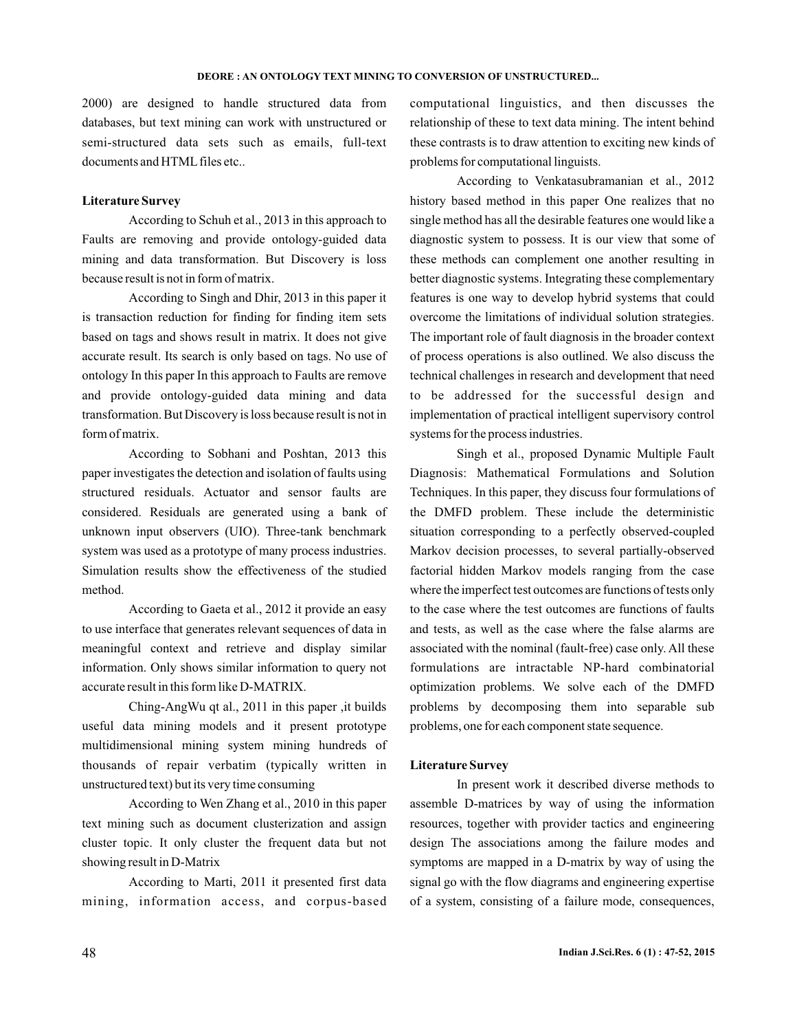2000) are designed to handle structured data from databases, but text mining can work with unstructured or semi-structured data sets such as emails, full-text documents and HTML files etc..

## Literature Survey

According to Schuh et al., 2013 in this approach to Faults are removing and provide ontology-guided data mining and data transformation. But Discovery is loss because result is not in form of matrix.

According to Singh and Dhir, 2013 in this paper it is transaction reduction for finding for finding item sets based on tags and shows result in matrix. It does not give accurate result. Its search is only based on tags. No use of ontology In this paper In this approach to Faults are remove and provide ontology-guided data mining and data transformation. But Discovery is loss because result is not in form of matrix.

According to Sobhani and Poshtan, 2013 this paper investigates the detection and isolation of faults using structured residuals. Actuator and sensor faults are considered. Residuals are generated using a bank of unknown input observers (UIO). Three-tank benchmark system was used as a prototype of many process industries. Simulation results show the effectiveness of the studied method.

According to Gaeta et al., 2012 it provide an easy to use interface that generates relevant sequences of data in meaningful context and retrieve and display similar information. Only shows similar information to query not accurate result in this form like D-MATRIX.

Ching-AngWu qt al., 2011 in this paper ,it builds useful data mining models and it present prototype multidimensional mining system mining hundreds of thousands of repair verbatim (typically written in unstructured text) but its very time consuming

According to Wen Zhang et al., 2010 in this paper text mining such as document clusterization and assign cluster topic. It only cluster the frequent data but not showing result in D-Matrix

According to Marti, 2011 it presented first data mining, information access, and corpus-based computational linguistics, and then discusses the relationship of these to text data mining. The intent behind these contrasts is to draw attention to exciting new kinds of problems for computational linguists.

According to Venkatasubramanian et al., 2012 history based method in this paper One realizes that no single method has all the desirable features one would like a diagnostic system to possess. It is our view that some of these methods can complement one another resulting in better diagnostic systems. Integrating these complementary features is one way to develop hybrid systems that could overcome the limitations of individual solution strategies. The important role of fault diagnosis in the broader context of process operations is also outlined. We also discuss the technical challenges in research and development that need to be addressed for the successful design and implementation of practical intelligent supervisory control systems for the process industries.

Singh et al., proposed Dynamic Multiple Fault Diagnosis: Mathematical Formulations and Solution Techniques. In this paper, they discuss four formulations of the DMFD problem. These include the deterministic situation corresponding to a perfectly observed-coupled Markov decision processes, to several partially-observed factorial hidden Markov models ranging from the case where the imperfect test outcomes are functions of tests only to the case where the test outcomes are functions of faults and tests, as well as the case where the false alarms are associated with the nominal (fault-free) case only. All these formulations are intractable NP-hard combinatorial optimization problems. We solve each of the DMFD problems by decomposing them into separable sub problems, one for each component state sequence.

## Literature Survey

In present work it described diverse methods to assemble D-matrices by way of using the information resources, together with provider tactics and engineering design The associations among the failure modes and symptoms are mapped in a D-matrix by way of using the signal go with the flow diagrams and engineering expertise of a system, consisting of a failure mode, consequences,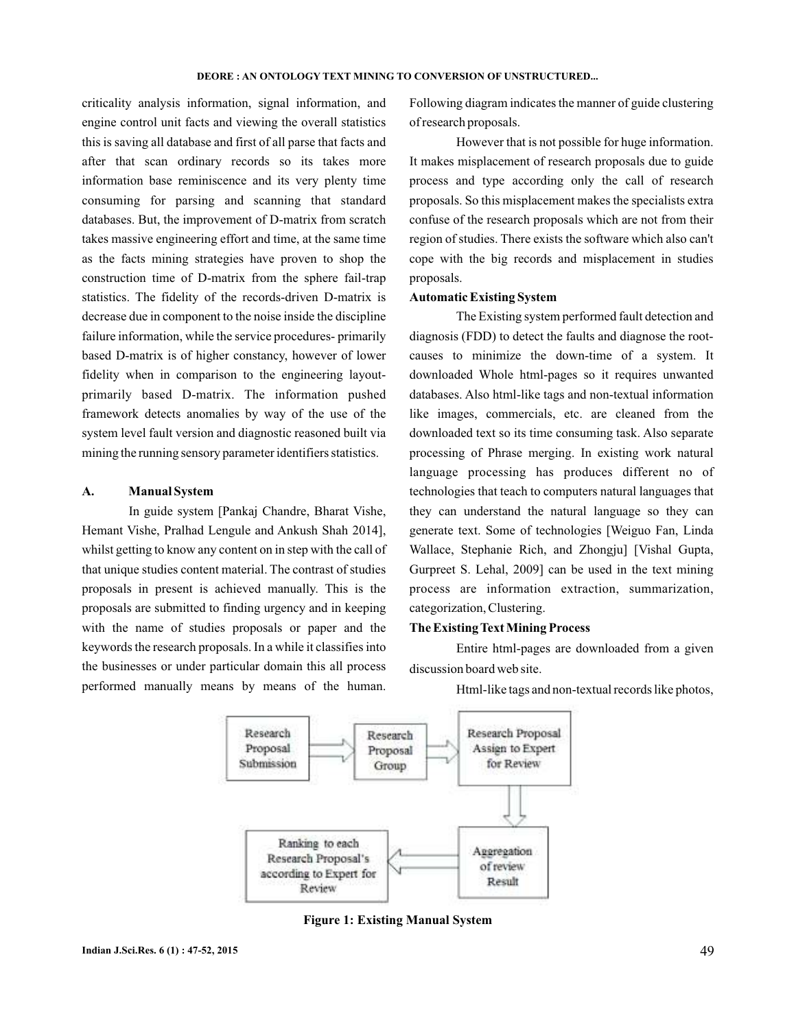criticality analysis information, signal information, and engine control unit facts and viewing the overall statistics this is saving all database and first of all parse that facts and after that scan ordinary records so its takes more information base reminiscence and its very plenty time consuming for parsing and scanning that standard databases. But, the improvement of D-matrix from scratch takes massive engineering effort and time, at the same time as the facts mining strategies have proven to shop the construction time of D-matrix from the sphere fail-trap statistics. The fidelity of the records-driven D-matrix is decrease due in component to the noise inside the discipline failure information, while the service procedures- primarily based D-matrix is of higher constancy, however of lower fidelity when in comparison to the engineering layout-primarily based D-matrix. The information pushed framework detects anomalies by way of the use of the system level fault version and diagnostic reasoned built via mining the running sensory parameter identifiers statistics.

### A. Manual System

In guide system [Pankaj Chandre, Bharat Vishe, Hemant Vishe, Pralhad Lengule and Ankush Shah 2014], whilst getting to know any content on in step with the call of that unique studies content material. The contrast of studies proposals in present is achieved manually. This is the proposals are submitted to finding urgency and in keeping with the name of studies proposals or paper and the keywords the research proposals. In a while it classifies into the businesses or under particular domain this all process performed manually means by means of the human. Following diagram indicates the manner of guide clustering of research proposals.

However that is not possible for huge information. It makes misplacement of research proposals due to guide process and type according only the call of research proposals. So this misplacement makes the specialists extra confuse of the research proposals which are not from their region of studies. There exists the software which also can't cope with the big records and misplacement in studies proposals.

**Automatic Existing System**

The Existing system performed fault detection and diagnosis (FDD) to detect the faults and diagnose the root-causes to minimize the down-time of a system. It downloaded Whole html-pages so it requires unwanted databases. Also html-like tags and non-textual information like images, commercials, etc. are cleaned from the downloaded text so its time consuming task. Also separate processing of Phrase merging. In existing work natural language processing has produces different no of technologies that teach to computers natural languages that they can understand the natural language so they can generate text. Some of technologies [Weiguo Fan, Linda Wallace, Stephanie Rich, and Zhongju] [Vishal Gupta, Gurpreet S. Lehal, 2009] can be used in the text mining process are information extraction, summarization, categorization, Clustering.

**The Existing Text Mining Process**

Entire html-pages are downloaded from a given discussion board web site.

Html-like tags and non-textual records like photos,

Research Proposal Submission → Research Proposal Group → Research Proposal Assign to Expert for Review → Aggregation of review Result → Ranking to each Research Proposal's according to Expert for Review

**Figure 1: Existing Manual System**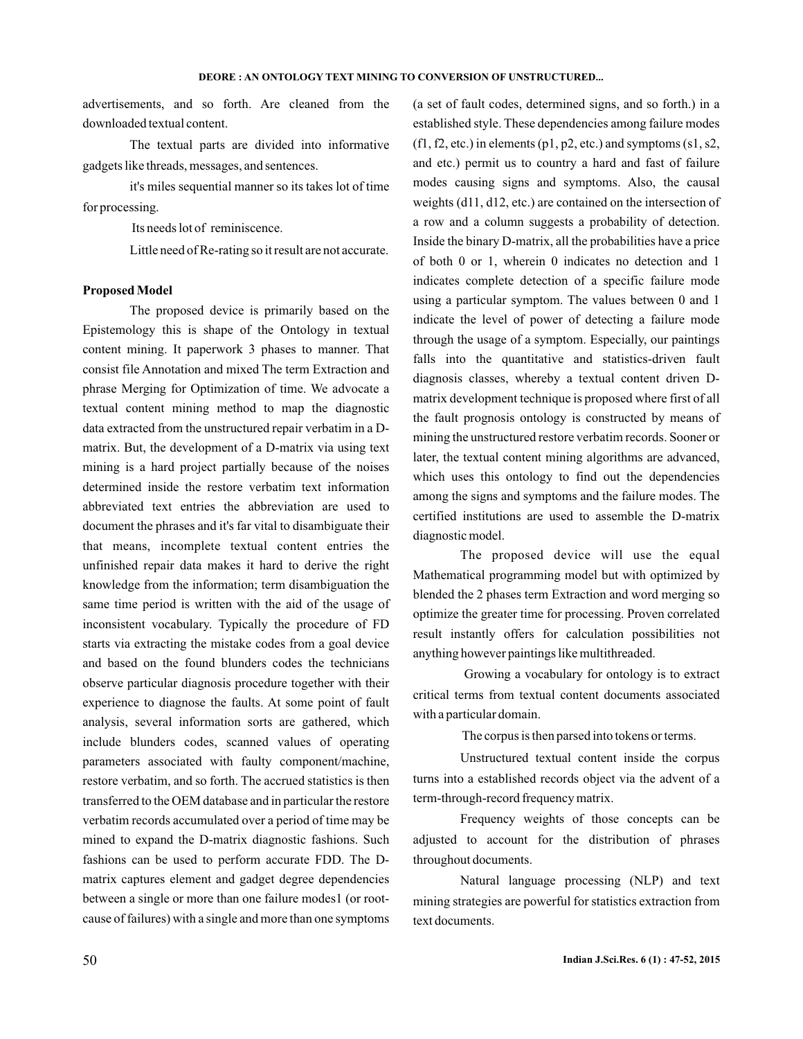advertisements, and so forth. Are cleaned from the downloaded textual content.

The textual parts are divided into informative gadgets like threads, messages, and sentences.

it's miles sequential manner so its takes lot of time for processing.

Its needs lot of reminiscence.

Little need of Re-rating so it result are not accurate.

**Proposed Model**

The proposed device is primarily based on the Epistemology this is shape of the Ontology in textual content mining. It paperwork 3 phases to manner. That consist file Annotation and mixed The term Extraction and phrase Merging for Optimization of time. We advocate a textual content mining method to map the diagnostic data extracted from the unstructured repair verbatim in a D-matrix. But, the development of a D-matrix via using text mining is a hard project partially because of the noises determined inside the restore verbatim text information abbreviated text entries the abbreviation are used to document the phrases and it's far vital to disambiguate their that means, incomplete textual content entries the unfinished repair data makes it hard to derive the right knowledge from the information; term disambiguation the same time period is written with the aid of the usage of inconsistent vocabulary. Typically the procedure of FD starts via extracting the mistake codes from a goal device and based on the found blunders codes the technicians observe particular diagnosis procedure together with their experience to diagnose the faults. At some point of fault analysis, several information sorts are gathered, which include blunders codes, scanned values of operating parameters associated with faulty component/machine, restore verbatim, and so forth. The accrued statistics is then transferred to the OEM database and in particular the restore verbatim records accumulated over a period of time may be mined to expand the D-matrix diagnostic fashions. Such fashions can be used to perform accurate FDD. The D-matrix captures element and gadget degree dependencies between a single or more than one failure modes1 (or root-cause of failures) with a single and more than one symptoms (a set of fault codes, determined signs, and so forth.) in a established style. These dependencies among failure modes (f1, f2, etc.) in elements (p1, p2, etc.) and symptoms (s1, s2, and etc.) permit us to country a hard and fast of failure modes causing signs and symptoms. Also, the causal weights (d11, d12, etc.) are contained on the intersection of a row and a column suggests a probability of detection. Inside the binary D-matrix, all the probabilities have a price of both 0 or 1, wherein 0 indicates no detection and 1 indicates complete detection of a specific failure mode using a particular symptom. The values between 0 and 1 indicate the level of power of detecting a failure mode through the usage of a symptom. Especially, our paintings falls into the quantitative and statistics-driven fault diagnosis classes, whereby a textual content driven D-matrix development technique is proposed where first of all the fault prognosis ontology is constructed by means of mining the unstructured restore verbatim records. Sooner or later, the textual content mining algorithms are advanced, which uses this ontology to find out the dependencies among the signs and symptoms and the failure modes. The certified institutions are used to assemble the D-matrix diagnostic model.

The proposed device will use the equal Mathematical programming model but with optimized by blended the 2 phases term Extraction and word merging so optimize the greater time for processing. Proven correlated result instantly offers for calculation possibilities not anything however paintings like multithreaded.

Growing a vocabulary for ontology is to extract critical terms from textual content documents associated with a particular domain.

The corpus is then parsed into tokens or terms.

Unstructured textual content inside the corpus turns into a established records object via the advent of a term-through-record frequency matrix.

Frequency weights of those concepts can be adjusted to account for the distribution of phrases throughout documents.

Natural language processing (NLP) and text mining strategies are powerful for statistics extraction from text documents.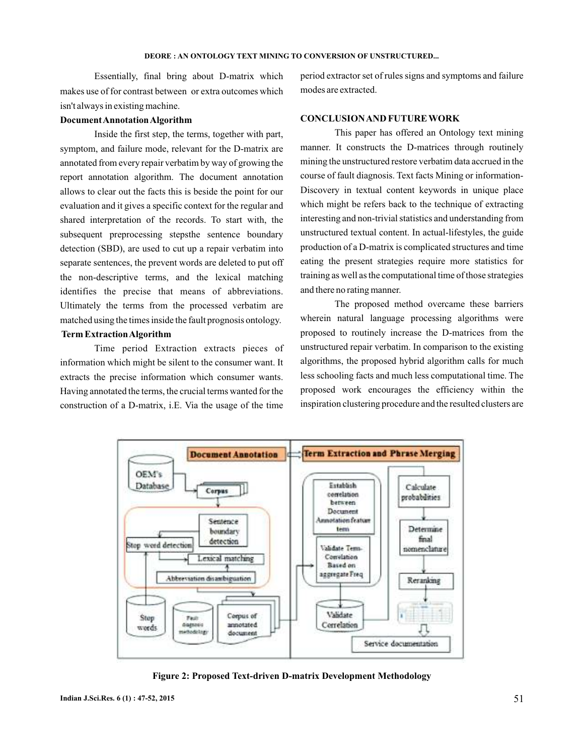Essentially, final bring about D-matrix which makes use of for contrast between or extra outcomes which isn't always in existing machine.

**Document Annotation Algorithm**

Inside the first step, the terms, together with part, symptom, and failure mode, relevant for the D-matrix are annotated from every repair verbatim by way of growing the report annotation algorithm. The document annotation allows to clear out the facts this is beside the point for our evaluation and it gives a specific context for the regular and shared interpretation of the records. To start with, the subsequent preprocessing stepsthe sentence boundary detection (SBD), are used to cut up a repair verbatim into separate sentences, the prevent words are deleted to put off the non-descriptive terms, and the lexical matching identifies the precise that means of abbreviations. Ultimately the terms from the processed verbatim are matched using the times inside the fault prognosis ontology.

**Term Extraction Algorithm**

Time period Extraction extracts pieces of information which might be silent to the consumer want. It extracts the precise information which consumer wants. Having annotated the terms, the crucial terms wanted for the construction of a D-matrix, i.E. Via the usage of the time period extractor set of rules signs and symptoms and failure modes are extracted.

## CONCLUSION AND FUTURE WORK

This paper has offered an Ontology text mining manner. It constructs the D-matrices through routinely mining the unstructured restore verbatim data accrued in the course of fault diagnosis. Text facts Mining or information-Discovery in textual content keywords in unique place which might be refers back to the technique of extracting interesting and non-trivial statistics and understanding from unstructured textual content. In actual-lifestyles, the guide production of a D-matrix is complicated structures and time eating the present strategies require more statistics for training as well as the computational time of those strategies and there no rating manner.

The proposed method overcame these barriers wherein natural language processing algorithms were proposed to routinely increase the D-matrices from the unstructured repair verbatim. In comparison to the existing algorithms, the proposed hybrid algorithm calls for much less schooling facts and much less computational time. The proposed work encourages the efficiency within the inspiration clustering procedure and the resulted clusters are

**Figure 2: Proposed Text-driven D-matrix Development Methodology**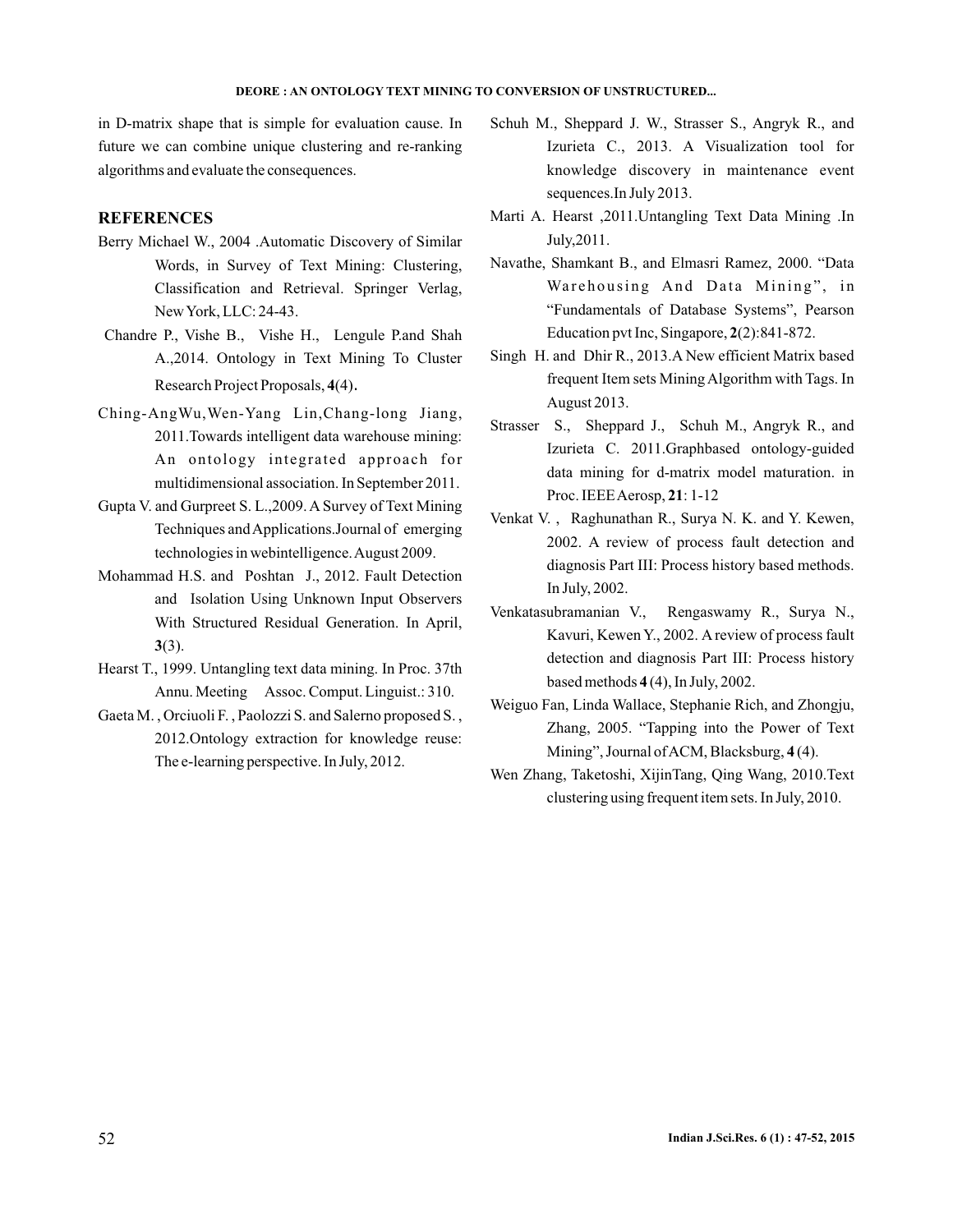in D-matrix shape that is simple for evaluation cause. In future we can combine unique clustering and re-ranking algorithms and evaluate the consequences.

## REFERENCES

Berry Michael W., 2004 .Automatic Discovery of Similar Words, in Survey of Text Mining: Clustering, Classification and Retrieval. Springer Verlag, New York, LLC: 24-43.

Chandre P., Vishe B., Vishe H., Lengule P.and Shah A.,2014. Ontology in Text Mining To Cluster Research Project Proposals, **4**(4).

Ching-AngWu,Wen-Yang Lin,Chang-long Jiang, 2011.Towards intelligent data warehouse mining: An ontology integrated approach for multidimensional association. In September 2011.

Gupta V. and Gurpreet S. L.,2009. A Survey of Text Mining Techniques and Applications.Journal of emerging technologies in webintelligence. August 2009.

Mohammad H.S. and Poshtan J., 2012. Fault Detection and Isolation Using Unknown Input Observers With Structured Residual Generation. In April, **3**(3).

Hearst T., 1999. Untangling text data mining. In Proc. 37th Annu. Meeting Assoc. Comput. Linguist.: 310.

Gaeta M. , Orciuoli F. , Paolozzi S. and Salerno proposed S. , 2012.Ontology extraction for knowledge reuse: The e-learning perspective. In July, 2012.

Schuh M., Sheppard J. W., Strasser S., Angryk R., and Izurieta C., 2013. A Visualization tool for knowledge discovery in maintenance event sequences.In July 2013.

Marti A. Hearst ,2011.Untangling Text Data Mining .In July,2011.

Navathe, Shamkant B., and Elmasri Ramez, 2000. "Data Warehousing And Data Mining", in "Fundamentals of Database Systems", Pearson Education pvt Inc, Singapore, **2**(2):841-872.

Singh H. and Dhir R., 2013.A New efficient Matrix based frequent Item sets Mining Algorithm with Tags. In August 2013.

Strasser S., Sheppard J., Schuh M., Angryk R., and Izurieta C. 2011.Graphbased ontology-guided data mining for d-matrix model maturation. in Proc. IEEE Aerosp, **21**: 1-12

Venkat V. , Raghunathan R., Surya N. K. and Y. Kewen, 2002. A review of process fault detection and diagnosis Part III: Process history based methods. In July, 2002.

Venkatasubramanian V., Rengaswamy R., Surya N., Kavuri, Kewen Y., 2002. A review of process fault detection and diagnosis Part III: Process history based methods **4** (4), In July, 2002.

Weiguo Fan, Linda Wallace, Stephanie Rich, and Zhongju, Zhang, 2005. "Tapping into the Power of Text Mining", Journal of ACM, Blacksburg, **4** (4).

Wen Zhang, Taketoshi, XijinTang, Qing Wang, 2010.Text clustering using frequent item sets. In July, 2010.